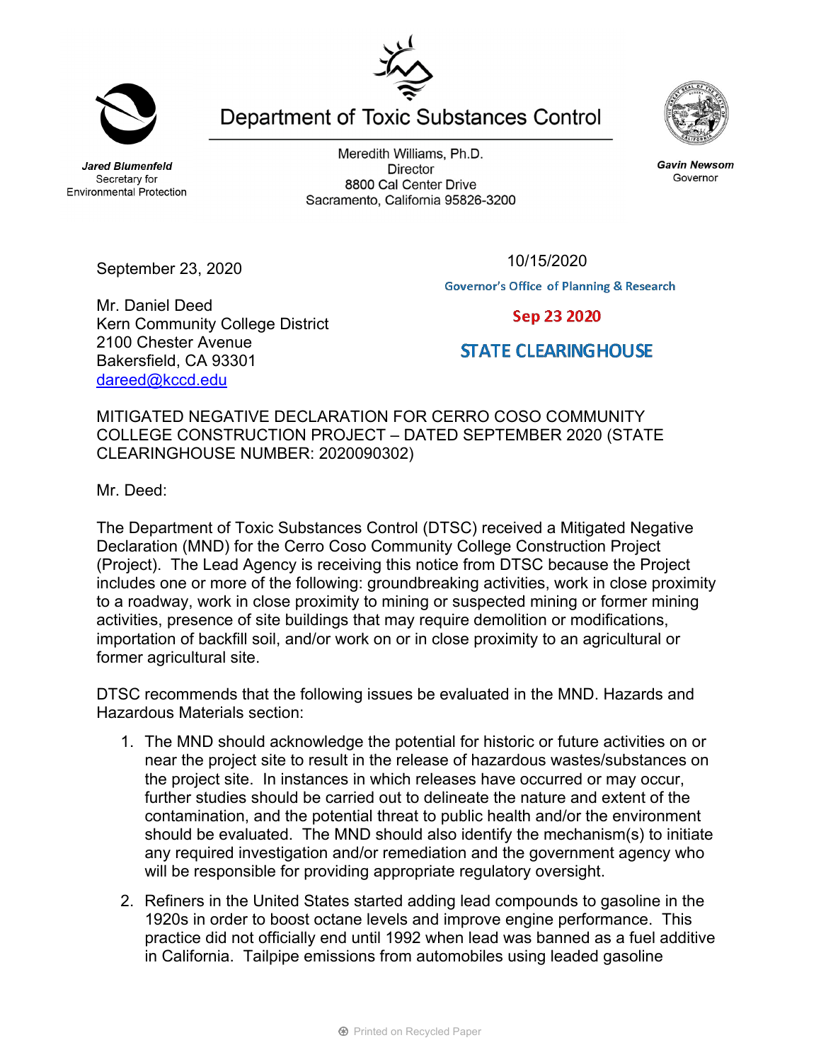Jared Blumenfeld
Secretary for
Environmental Protection

# Department of Toxic Substances Control

Meredith Williams, Ph.D.
Director
8800 Cal Center Drive
Sacramento, California 95826-3200

Gavin Newsom
Governor

September 23, 2020

10/15/2020

Governor's Office of Planning & Research

Sep 23 2020

STATE CLEARINGHOUSE

Mr. Daniel Deed
Kern Community College District
2100 Chester Avenue
Bakersfield, CA 93301
dareed@kccd.edu

MITIGATED NEGATIVE DECLARATION FOR CERRO COSO COMMUNITY COLLEGE CONSTRUCTION PROJECT – DATED SEPTEMBER 2020 (STATE CLEARINGHOUSE NUMBER: 2020090302)

Mr. Deed:

The Department of Toxic Substances Control (DTSC) received a Mitigated Negative Declaration (MND) for the Cerro Coso Community College Construction Project (Project). The Lead Agency is receiving this notice from DTSC because the Project includes one or more of the following: groundbreaking activities, work in close proximity to a roadway, work in close proximity to mining or suspected mining or former mining activities, presence of site buildings that may require demolition or modifications, importation of backfill soil, and/or work on or in close proximity to an agricultural or former agricultural site.

DTSC recommends that the following issues be evaluated in the MND. Hazards and Hazardous Materials section:

1. The MND should acknowledge the potential for historic or future activities on or near the project site to result in the release of hazardous wastes/substances on the project site. In instances in which releases have occurred or may occur, further studies should be carried out to delineate the nature and extent of the contamination, and the potential threat to public health and/or the environment should be evaluated. The MND should also identify the mechanism(s) to initiate any required investigation and/or remediation and the government agency who will be responsible for providing appropriate regulatory oversight.

2. Refiners in the United States started adding lead compounds to gasoline in the 1920s in order to boost octane levels and improve engine performance. This practice did not officially end until 1992 when lead was banned as a fuel additive in California. Tailpipe emissions from automobiles using leaded gasoline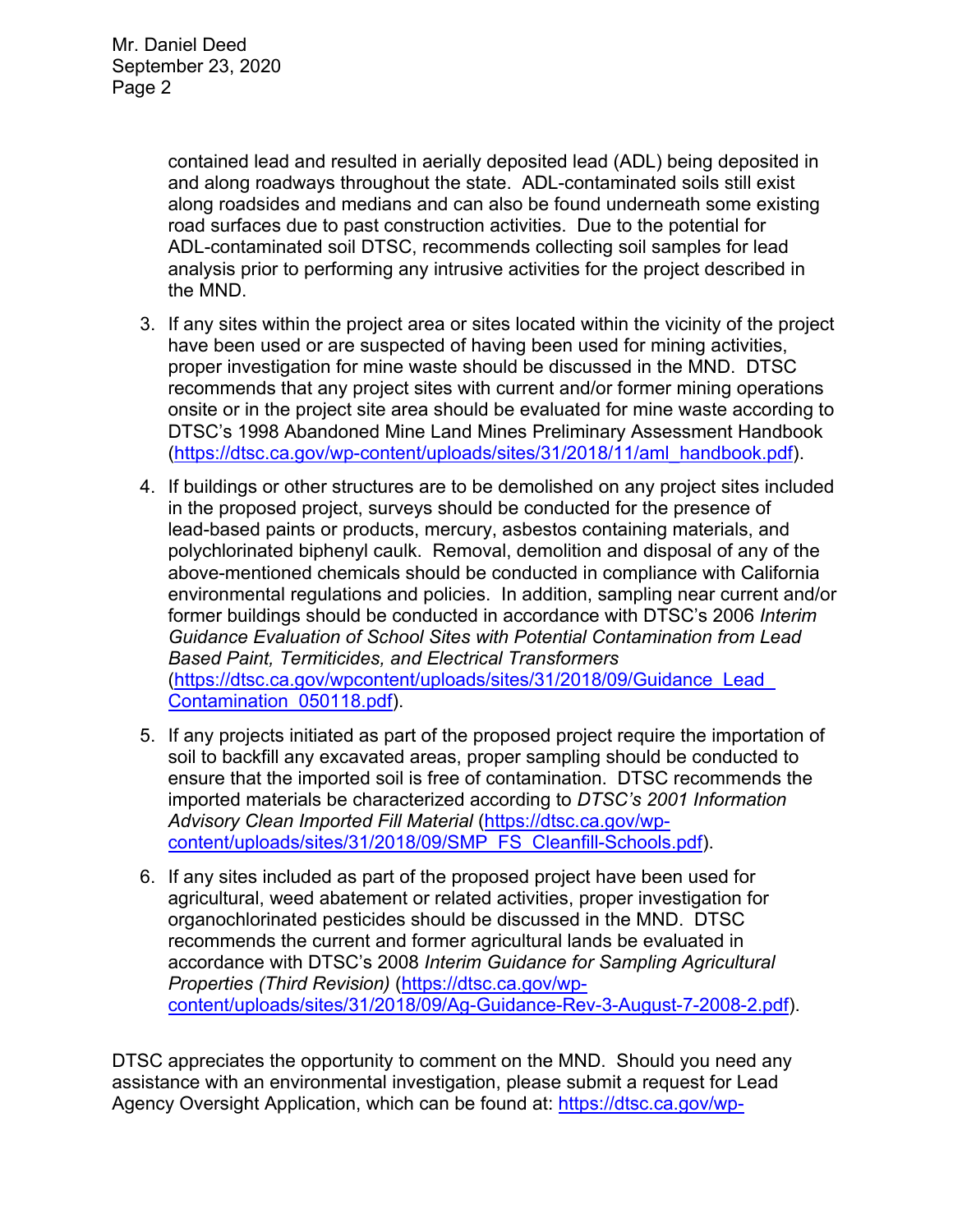contained lead and resulted in aerially deposited lead (ADL) being deposited in and along roadways throughout the state. ADL-contaminated soils still exist along roadsides and medians and can also be found underneath some existing road surfaces due to past construction activities. Due to the potential for ADL-contaminated soil DTSC, recommends collecting soil samples for lead analysis prior to performing any intrusive activities for the project described in the MND.

3. If any sites within the project area or sites located within the vicinity of the project have been used or are suspected of having been used for mining activities, proper investigation for mine waste should be discussed in the MND. DTSC recommends that any project sites with current and/or former mining operations onsite or in the project site area should be evaluated for mine waste according to DTSC's 1998 Abandoned Mine Land Mines Preliminary Assessment Handbook (https://dtsc.ca.gov/wp-content/uploads/sites/31/2018/11/aml_handbook.pdf).

4. If buildings or other structures are to be demolished on any project sites included in the proposed project, surveys should be conducted for the presence of lead-based paints or products, mercury, asbestos containing materials, and polychlorinated biphenyl caulk. Removal, demolition and disposal of any of the above-mentioned chemicals should be conducted in compliance with California environmental regulations and policies. In addition, sampling near current and/or former buildings should be conducted in accordance with DTSC's 2006 *Interim Guidance Evaluation of School Sites with Potential Contamination from Lead Based Paint, Termiticides, and Electrical Transformers* (https://dtsc.ca.gov/wpcontent/uploads/sites/31/2018/09/Guidance_Lead_Contamination_050118.pdf).

5. If any projects initiated as part of the proposed project require the importation of soil to backfill any excavated areas, proper sampling should be conducted to ensure that the imported soil is free of contamination. DTSC recommends the imported materials be characterized according to *DTSC's 2001 Information Advisory Clean Imported Fill Material* (https://dtsc.ca.gov/wp-content/uploads/sites/31/2018/09/SMP_FS_Cleanfill-Schools.pdf).

6. If any sites included as part of the proposed project have been used for agricultural, weed abatement or related activities, proper investigation for organochlorinated pesticides should be discussed in the MND. DTSC recommends the current and former agricultural lands be evaluated in accordance with DTSC's 2008 *Interim Guidance for Sampling Agricultural Properties (Third Revision)* (https://dtsc.ca.gov/wp-content/uploads/sites/31/2018/09/Ag-Guidance-Rev-3-August-7-2008-2.pdf).

DTSC appreciates the opportunity to comment on the MND. Should you need any assistance with an environmental investigation, please submit a request for Lead Agency Oversight Application, which can be found at: https://dtsc.ca.gov/wp-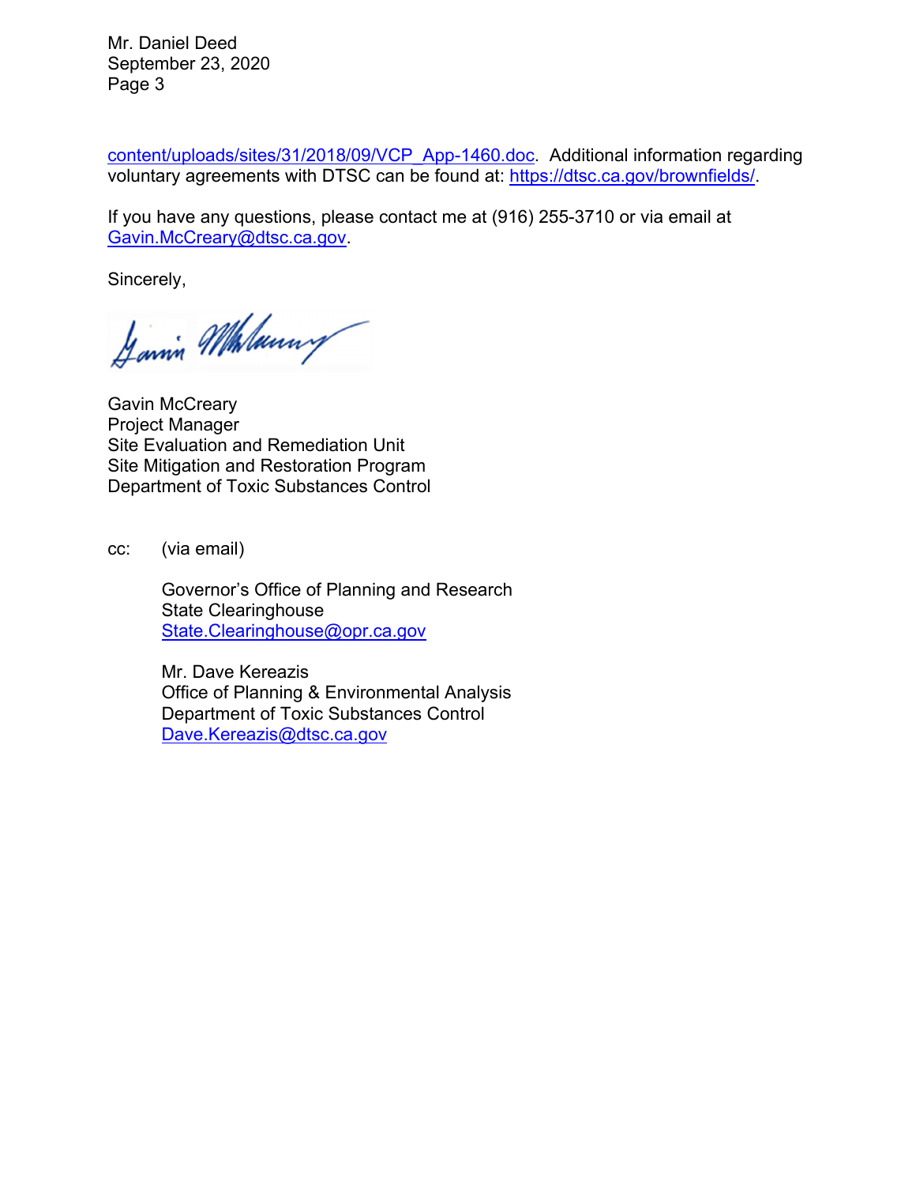content/uploads/sites/31/2018/09/VCP_App-1460.doc. Additional information regarding voluntary agreements with DTSC can be found at: https://dtsc.ca.gov/brownfields/.

If you have any questions, please contact me at (916) 255-3710 or via email at Gavin.McCreary@dtsc.ca.gov.

Sincerely,

Gavin McCreary
Project Manager
Site Evaluation and Remediation Unit
Site Mitigation and Restoration Program
Department of Toxic Substances Control

cc: (via email)

Governor's Office of Planning and Research
State Clearinghouse
State.Clearinghouse@opr.ca.gov

Mr. Dave Kereazis
Office of Planning & Environmental Analysis
Department of Toxic Substances Control
Dave.Kereazis@dtsc.ca.gov